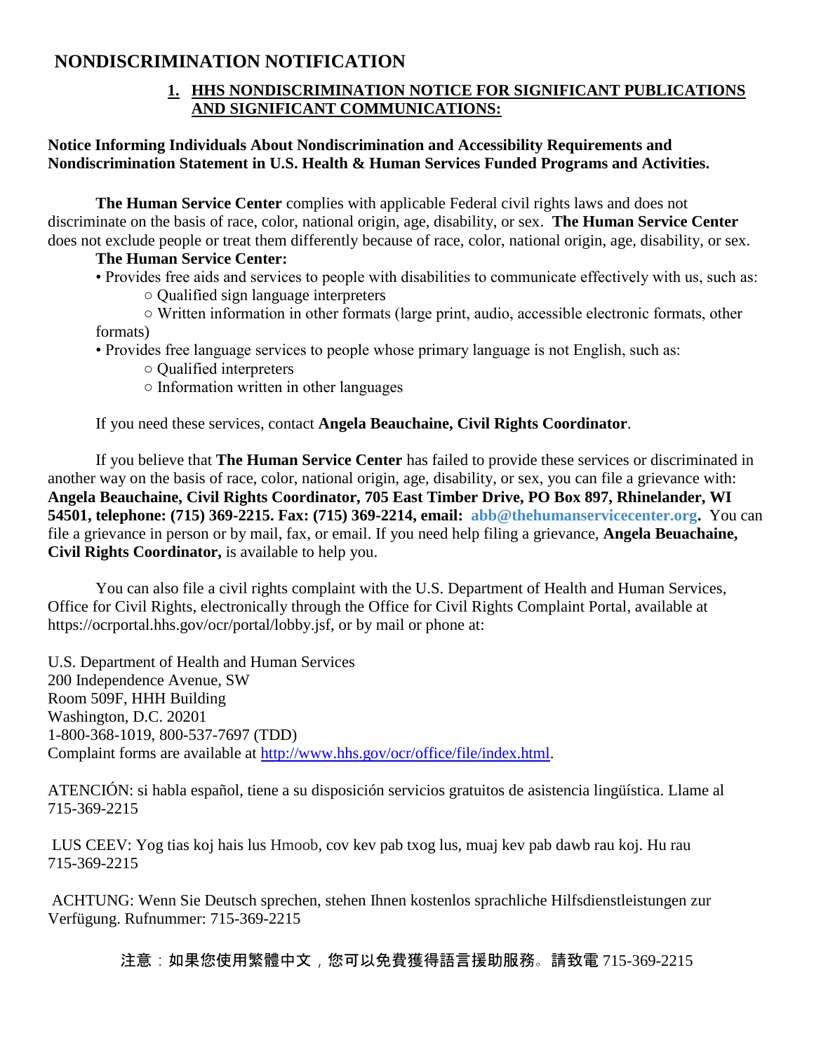# NONDISCRIMINATION NOTIFICATION

## 1. HHS NONDISCRIMINATION NOTICE FOR SIGNIFICANT PUBLICATIONS AND SIGNIFICANT COMMUNICATIONS:

**Notice Informing Individuals About Nondiscrimination and Accessibility Requirements and Nondiscrimination Statement in U.S. Health & Human Services Funded Programs and Activities.**

**The Human Service Center** complies with applicable Federal civil rights laws and does not discriminate on the basis of race, color, national origin, age, disability, or sex. **The Human Service Center** does not exclude people or treat them differently because of race, color, national origin, age, disability, or sex.

**The Human Service Center:**

- Provides free aids and services to people with disabilities to communicate effectively with us, such as:
  - Qualified sign language interpreters
  - Written information in other formats (large print, audio, accessible electronic formats, other formats)
- Provides free language services to people whose primary language is not English, such as:
  - Qualified interpreters
  - Information written in other languages

If you need these services, contact **Angela Beauchaine, Civil Rights Coordinator**.

If you believe that **The Human Service Center** has failed to provide these services or discriminated in another way on the basis of race, color, national origin, age, disability, or sex, you can file a grievance with: **Angela Beauchaine, Civil Rights Coordinator, 705 East Timber Drive, PO Box 897, Rhinelander, WI 54501, telephone: (715) 369-2215. Fax: (715) 369-2214, email: abb@thehumanservicecenter.org.** You can file a grievance in person or by mail, fax, or email. If you need help filing a grievance, **Angela Beuachaine, Civil Rights Coordinator,** is available to help you.

You can also file a civil rights complaint with the U.S. Department of Health and Human Services, Office for Civil Rights, electronically through the Office for Civil Rights Complaint Portal, available at https://ocrportal.hhs.gov/ocr/portal/lobby.jsf, or by mail or phone at:

U.S. Department of Health and Human Services
200 Independence Avenue, SW
Room 509F, HHH Building
Washington, D.C. 20201
1-800-368-1019, 800-537-7697 (TDD)
Complaint forms are available at http://www.hhs.gov/ocr/office/file/index.html.

ATENCIÓN: si habla español, tiene a su disposición servicios gratuitos de asistencia lingüística. Llame al 715-369-2215

LUS CEEV: Yog tias koj hais lus Hmoob, cov kev pab txog lus, muaj kev pab dawb rau koj. Hu rau 715-369-2215

ACHTUNG: Wenn Sie Deutsch sprechen, stehen Ihnen kostenlos sprachliche Hilfsdienstleistungen zur Verfügung. Rufnummer: 715-369-2215

注意：如果您使用繁體中文，您可以免費獲得語言援助服務。請致電 715-369-2215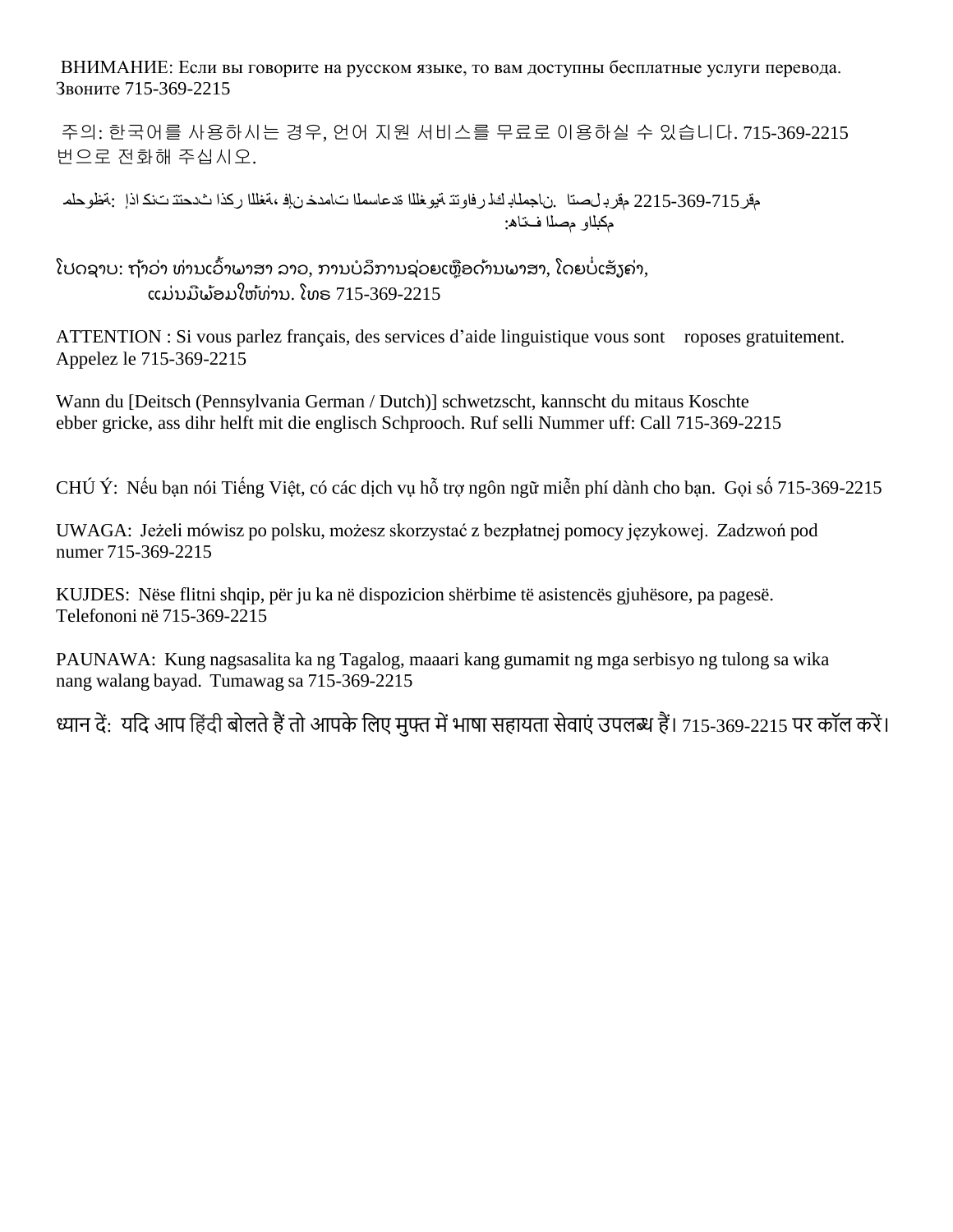ВНИМАНИЕ: Если вы говорите на русском языке, то вам доступны бесплатные услуги перевода. Звоните 715-369-2215

주의: 한국어를 사용하시는 경우, 언어 지원 서비스를 무료로 이용하실 수 있습니다. 715-369-2215 번으로 전화해 주십시오.

ملحوظة: إذا كنت تتحدث اذكر اللغة، فإن خدمات المساعدة اللغوية تتوافر لك بالمجان. اتصل برقم 715-369-2215 رقم هاتف الصم والبكم:

ໂປດຊາບ: ຖ້າວ່າ ທ່ານເວົ້າພາສາ ລາວ, ການບໍລິການຊ່ວຍເຫຼືອດ້ານພາສາ, ໂດຍບໍ່ເສັງຄ່າ, ແມ່ນມີພ້ອມໃຫ້ທ່ານ. ໂທຣ 715-369-2215

ATTENTION : Si vous parlez français, des services d'aide linguistique vous sont roposes gratuitement. Appelez le 715-369-2215

Wann du [Deitsch (Pennsylvania German / Dutch)] schwetzscht, kannscht du mitaus Koschte ebber gricke, ass dihr helft mit die englisch Schprooch. Ruf selli Nummer uff: Call 715-369-2215

CHÚ Ý: Nếu bạn nói Tiếng Việt, có các dịch vụ hỗ trợ ngôn ngữ miễn phí dành cho bạn. Gọi số 715-369-2215

UWAGA: Jeżeli mówisz po polsku, możesz skorzystać z bezpłatnej pomocy językowej. Zadzwoń pod numer 715-369-2215

KUJDES: Nëse flitni shqip, për ju ka në dispozicion shërbime të asistencës gjuhësore, pa pagesë. Telefononi në 715-369-2215

PAUNAWA: Kung nagsasalita ka ng Tagalog, maaari kang gumamit ng mga serbisyo ng tulong sa wika nang walang bayad. Tumawag sa 715-369-2215

ध्यान दें: यदि आप हिंदी बोलते हैं तो आपके लिए मुफ्त में भाषा सहायता सेवाएं उपलब्ध हैं। 715-369-2215 पर कॉल करें।